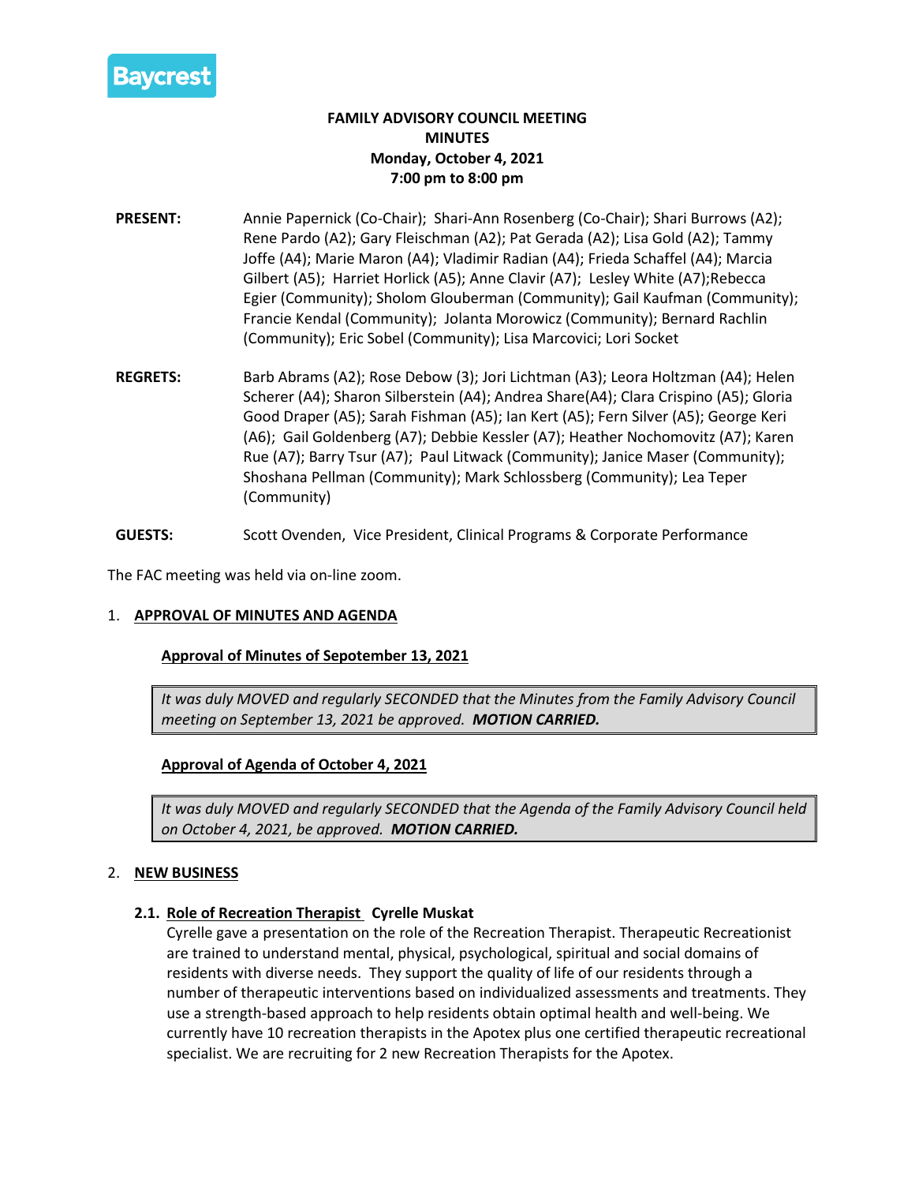Baycrest

**FAMILY ADVISORY COUNCIL MEETING**
**MINUTES**
**Monday, October 4, 2021**
**7:00 pm to 8:00 pm**

**PRESENT:** Annie Papernick (Co-Chair); Shari-Ann Rosenberg (Co-Chair); Shari Burrows (A2); Rene Pardo (A2); Gary Fleischman (A2); Pat Gerada (A2); Lisa Gold (A2); Tammy Joffe (A4); Marie Maron (A4); Vladimir Radian (A4); Frieda Schaffel (A4); Marcia Gilbert (A5); Harriet Horlick (A5); Anne Clavir (A7); Lesley White (A7);Rebecca Egier (Community); Sholom Glouberman (Community); Gail Kaufman (Community); Francie Kendal (Community); Jolanta Morowicz (Community); Bernard Rachlin (Community); Eric Sobel (Community); Lisa Marcovici; Lori Socket

**REGRETS:** Barb Abrams (A2); Rose Debow (3); Jori Lichtman (A3); Leora Holtzman (A4); Helen Scherer (A4); Sharon Silberstein (A4); Andrea Share(A4); Clara Crispino (A5); Gloria Good Draper (A5); Sarah Fishman (A5); Ian Kert (A5); Fern Silver (A5); George Keri (A6); Gail Goldenberg (A7); Debbie Kessler (A7); Heather Nochomovitz (A7); Karen Rue (A7); Barry Tsur (A7); Paul Litwack (Community); Janice Maser (Community); Shoshana Pellman (Community); Mark Schlossberg (Community); Lea Teper (Community)

**GUESTS:** Scott Ovenden, Vice President, Clinical Programs & Corporate Performance

The FAC meeting was held via on-line zoom.

## 1. APPROVAL OF MINUTES AND AGENDA

**Approval of Minutes of Sepotember 13, 2021**

*It was duly MOVED and regularly SECONDED that the Minutes from the Family Advisory Council meeting on September 13, 2021 be approved.* ***MOTION CARRIED.***

**Approval of Agenda of October 4, 2021**

*It was duly MOVED and regularly SECONDED that the Agenda of the Family Advisory Council held on October 4, 2021, be approved.* ***MOTION CARRIED.***

## 2. NEW BUSINESS

### 2.1. Role of Recreation Therapist Cyrelle Muskat

Cyrelle gave a presentation on the role of the Recreation Therapist. Therapeutic Recreationist are trained to understand mental, physical, psychological, spiritual and social domains of residents with diverse needs. They support the quality of life of our residents through a number of therapeutic interventions based on individualized assessments and treatments. They use a strength-based approach to help residents obtain optimal health and well-being. We currently have 10 recreation therapists in the Apotex plus one certified therapeutic recreational specialist. We are recruiting for 2 new Recreation Therapists for the Apotex.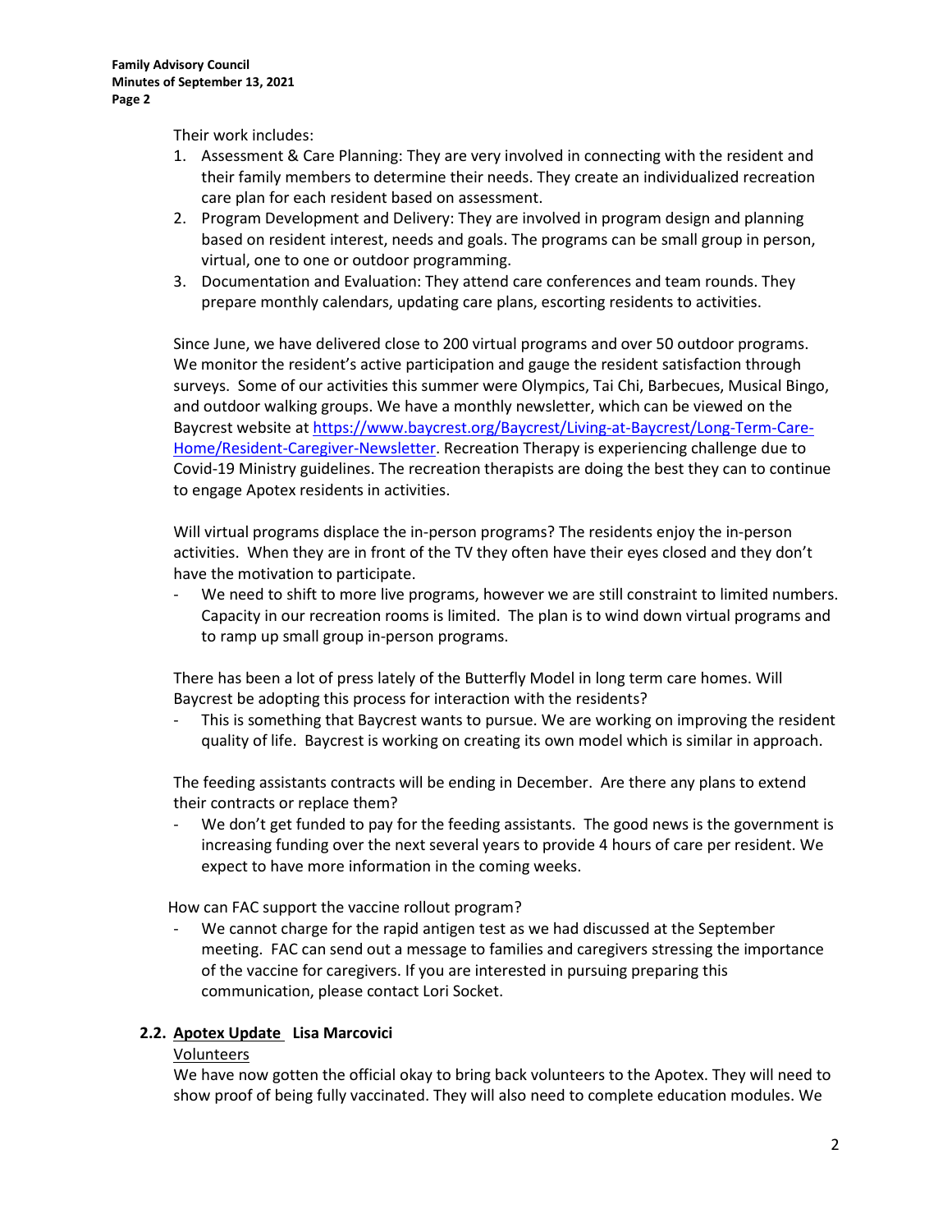Their work includes:

1. Assessment & Care Planning: They are very involved in connecting with the resident and their family members to determine their needs. They create an individualized recreation care plan for each resident based on assessment.
2. Program Development and Delivery: They are involved in program design and planning based on resident interest, needs and goals. The programs can be small group in person, virtual, one to one or outdoor programming.
3. Documentation and Evaluation: They attend care conferences and team rounds. They prepare monthly calendars, updating care plans, escorting residents to activities.

Since June, we have delivered close to 200 virtual programs and over 50 outdoor programs. We monitor the resident's active participation and gauge the resident satisfaction through surveys. Some of our activities this summer were Olympics, Tai Chi, Barbecues, Musical Bingo, and outdoor walking groups. We have a monthly newsletter, which can be viewed on the Baycrest website at [https://www.baycrest.org/Baycrest/Living-at-Baycrest/Long-Term-Care-Home/Resident-Caregiver-Newsletter](https://www.baycrest.org/Baycrest/Living-at-Baycrest/Long-Term-Care-Home/Resident-Caregiver-Newsletter). Recreation Therapy is experiencing challenge due to Covid-19 Ministry guidelines. The recreation therapists are doing the best they can to continue to engage Apotex residents in activities.

Will virtual programs displace the in-person programs? The residents enjoy the in-person activities. When they are in front of the TV they often have their eyes closed and they don't have the motivation to participate.

- We need to shift to more live programs, however we are still constraint to limited numbers. Capacity in our recreation rooms is limited. The plan is to wind down virtual programs and to ramp up small group in-person programs.

There has been a lot of press lately of the Butterfly Model in long term care homes. Will Baycrest be adopting this process for interaction with the residents?

- This is something that Baycrest wants to pursue. We are working on improving the resident quality of life. Baycrest is working on creating its own model which is similar in approach.

The feeding assistants contracts will be ending in December. Are there any plans to extend their contracts or replace them?

- We don't get funded to pay for the feeding assistants. The good news is the government is increasing funding over the next several years to provide 4 hours of care per resident. We expect to have more information in the coming weeks.

How can FAC support the vaccine rollout program?

- We cannot charge for the rapid antigen test as we had discussed at the September meeting. FAC can send out a message to families and caregivers stressing the importance of the vaccine for caregivers. If you are interested in pursuing preparing this communication, please contact Lori Socket.

### 2.2. Apotex Update Lisa Marcovici

Volunteers

We have now gotten the official okay to bring back volunteers to the Apotex. They will need to show proof of being fully vaccinated. They will also need to complete education modules. We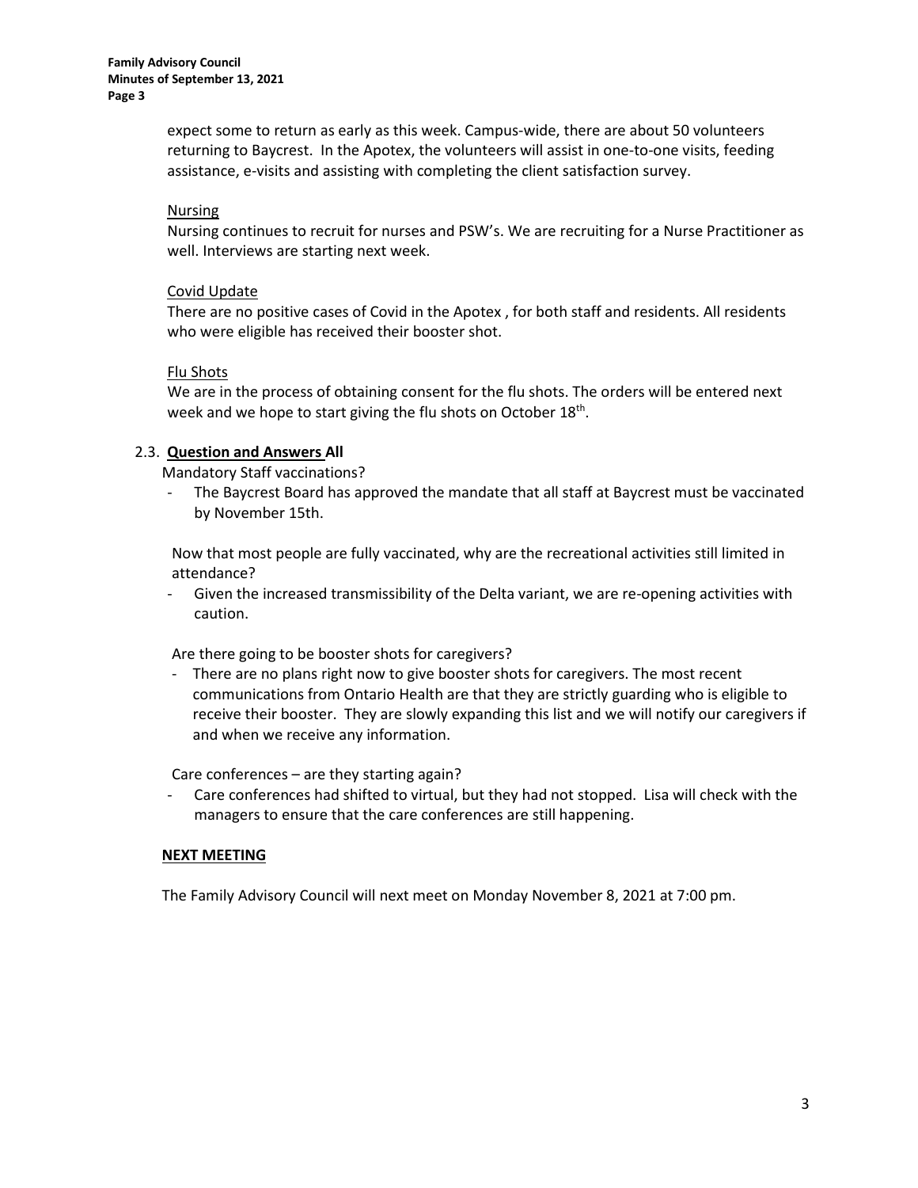expect some to return as early as this week. Campus-wide, there are about 50 volunteers returning to Baycrest. In the Apotex, the volunteers will assist in one-to-one visits, feeding assistance, e-visits and assisting with completing the client satisfaction survey.

Nursing

Nursing continues to recruit for nurses and PSW's. We are recruiting for a Nurse Practitioner as well. Interviews are starting next week.

Covid Update

There are no positive cases of Covid in the Apotex , for both staff and residents. All residents who were eligible has received their booster shot.

Flu Shots

We are in the process of obtaining consent for the flu shots. The orders will be entered next week and we hope to start giving the flu shots on October 18th.

2.3. **Question and Answers All**

Mandatory Staff vaccinations?

- The Baycrest Board has approved the mandate that all staff at Baycrest must be vaccinated by November 15th.

Now that most people are fully vaccinated, why are the recreational activities still limited in attendance?

- Given the increased transmissibility of the Delta variant, we are re-opening activities with caution.

Are there going to be booster shots for caregivers?

- There are no plans right now to give booster shots for caregivers. The most recent communications from Ontario Health are that they are strictly guarding who is eligible to receive their booster. They are slowly expanding this list and we will notify our caregivers if and when we receive any information.

Care conferences – are they starting again?

- Care conferences had shifted to virtual, but they had not stopped. Lisa will check with the managers to ensure that the care conferences are still happening.

**NEXT MEETING**

The Family Advisory Council will next meet on Monday November 8, 2021 at 7:00 pm.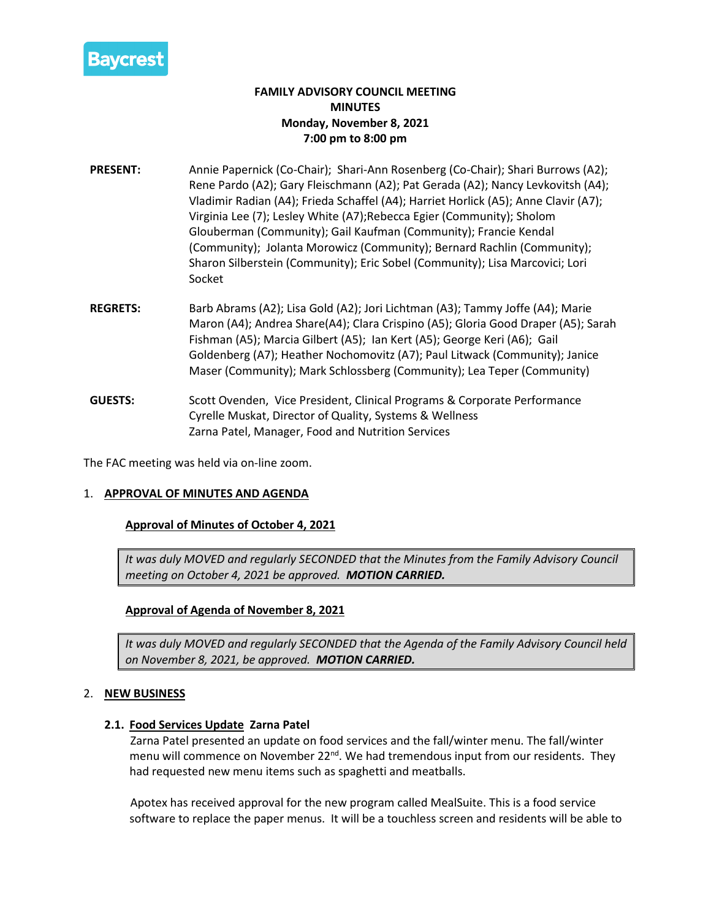Baycrest

**FAMILY ADVISORY COUNCIL MEETING**
**MINUTES**
**Monday, November 8, 2021**
**7:00 pm to 8:00 pm**

**PRESENT:** Annie Papernick (Co-Chair); Shari-Ann Rosenberg (Co-Chair); Shari Burrows (A2); Rene Pardo (A2); Gary Fleischmann (A2); Pat Gerada (A2); Nancy Levkovitsh (A4); Vladimir Radian (A4); Frieda Schaffel (A4); Harriet Horlick (A5); Anne Clavir (A7); Virginia Lee (7); Lesley White (A7);Rebecca Egier (Community); Sholom Glouberman (Community); Gail Kaufman (Community); Francie Kendal (Community); Jolanta Morowicz (Community); Bernard Rachlin (Community); Sharon Silberstein (Community); Eric Sobel (Community); Lisa Marcovici; Lori Socket

**REGRETS:** Barb Abrams (A2); Lisa Gold (A2); Jori Lichtman (A3); Tammy Joffe (A4); Marie Maron (A4); Andrea Share(A4); Clara Crispino (A5); Gloria Good Draper (A5); Sarah Fishman (A5); Marcia Gilbert (A5); Ian Kert (A5); George Keri (A6); Gail Goldenberg (A7); Heather Nochomovitz (A7); Paul Litwack (Community); Janice Maser (Community); Mark Schlossberg (Community); Lea Teper (Community)

**GUESTS:** Scott Ovenden, Vice President, Clinical Programs & Corporate Performance
Cyrelle Muskat, Director of Quality, Systems & Wellness
Zarna Patel, Manager, Food and Nutrition Services

The FAC meeting was held via on-line zoom.

1. **APPROVAL OF MINUTES AND AGENDA**

   **Approval of Minutes of October 4, 2021**

   *It was duly MOVED and regularly SECONDED that the Minutes from the Family Advisory Council meeting on October 4, 2021 be approved.* ***MOTION CARRIED.***

   **Approval of Agenda of November 8, 2021**

   *It was duly MOVED and regularly SECONDED that the Agenda of the Family Advisory Council held on November 8, 2021, be approved.* ***MOTION CARRIED.***

2. **NEW BUSINESS**

   **2.1. Food Services Update Zarna Patel**

   Zarna Patel presented an update on food services and the fall/winter menu. The fall/winter menu will commence on November 22nd. We had tremendous input from our residents. They had requested new menu items such as spaghetti and meatballs.

   Apotex has received approval for the new program called MealSuite. This is a food service software to replace the paper menus. It will be a touchless screen and residents will be able to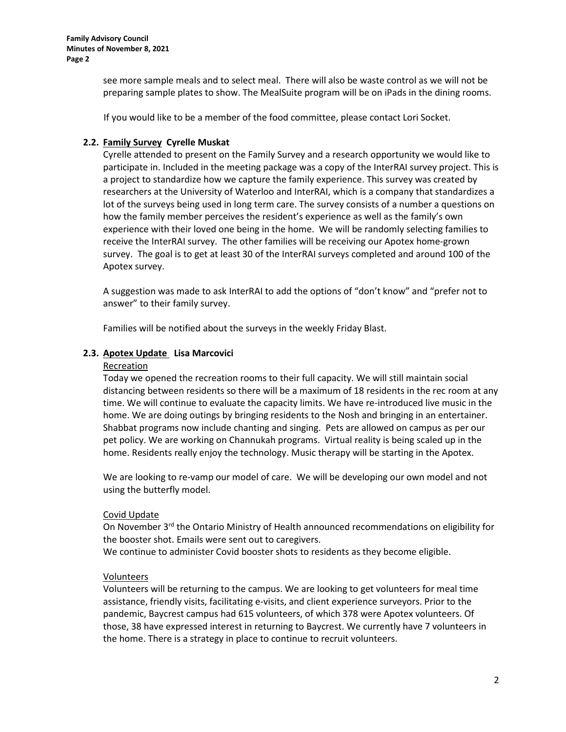see more sample meals and to select meal. There will also be waste control as we will not be preparing sample plates to show. The MealSuite program will be on iPads in the dining rooms.

If you would like to be a member of the food committee, please contact Lori Socket.

### 2.2. Family Survey Cyrelle Muskat

Cyrelle attended to present on the Family Survey and a research opportunity we would like to participate in. Included in the meeting package was a copy of the InterRAI survey project. This is a project to standardize how we capture the family experience. This survey was created by researchers at the University of Waterloo and InterRAI, which is a company that standardizes a lot of the surveys being used in long term care. The survey consists of a number a questions on how the family member perceives the resident's experience as well as the family's own experience with their loved one being in the home. We will be randomly selecting families to receive the InterRAI survey. The other families will be receiving our Apotex home-grown survey. The goal is to get at least 30 of the InterRAI surveys completed and around 100 of the Apotex survey.

A suggestion was made to ask InterRAI to add the options of "don't know" and "prefer not to answer" to their family survey.

Families will be notified about the surveys in the weekly Friday Blast.

### 2.3. Apotex Update Lisa Marcovici

Recreation

Today we opened the recreation rooms to their full capacity. We will still maintain social distancing between residents so there will be a maximum of 18 residents in the rec room at any time. We will continue to evaluate the capacity limits. We have re-introduced live music in the home. We are doing outings by bringing residents to the Nosh and bringing in an entertainer. Shabbat programs now include chanting and singing. Pets are allowed on campus as per our pet policy. We are working on Channukah programs. Virtual reality is being scaled up in the home. Residents really enjoy the technology. Music therapy will be starting in the Apotex.

We are looking to re-vamp our model of care. We will be developing our own model and not using the butterfly model.

Covid Update

On November 3rd the Ontario Ministry of Health announced recommendations on eligibility for the booster shot. Emails were sent out to caregivers.
We continue to administer Covid booster shots to residents as they become eligible.

Volunteers

Volunteers will be returning to the campus. We are looking to get volunteers for meal time assistance, friendly visits, facilitating e-visits, and client experience surveyors. Prior to the pandemic, Baycrest campus had 615 volunteers, of which 378 were Apotex volunteers. Of those, 38 have expressed interest in returning to Baycrest. We currently have 7 volunteers in the home. There is a strategy in place to continue to recruit volunteers.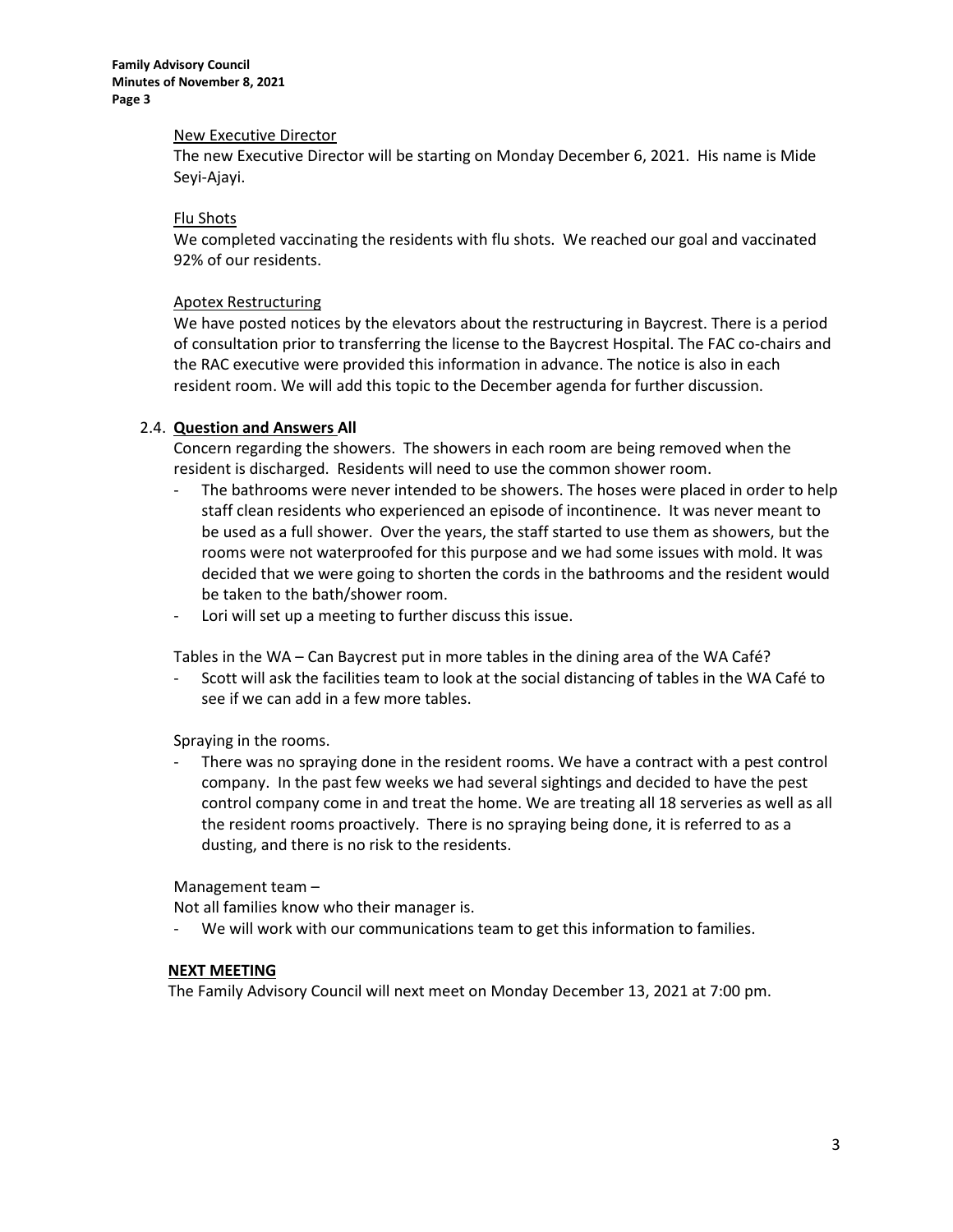New Executive Director

The new Executive Director will be starting on Monday December 6, 2021. His name is Mide Seyi-Ajayi.

Flu Shots

We completed vaccinating the residents with flu shots. We reached our goal and vaccinated 92% of our residents.

Apotex Restructuring

We have posted notices by the elevators about the restructuring in Baycrest. There is a period of consultation prior to transferring the license to the Baycrest Hospital. The FAC co-chairs and the RAC executive were provided this information in advance. The notice is also in each resident room. We will add this topic to the December agenda for further discussion.

### 2.4. Question and Answers All

Concern regarding the showers. The showers in each room are being removed when the resident is discharged. Residents will need to use the common shower room.

- The bathrooms were never intended to be showers. The hoses were placed in order to help staff clean residents who experienced an episode of incontinence. It was never meant to be used as a full shower. Over the years, the staff started to use them as showers, but the rooms were not waterproofed for this purpose and we had some issues with mold. It was decided that we were going to shorten the cords in the bathrooms and the resident would be taken to the bath/shower room.
- Lori will set up a meeting to further discuss this issue.

Tables in the WA – Can Baycrest put in more tables in the dining area of the WA Café?

- Scott will ask the facilities team to look at the social distancing of tables in the WA Café to see if we can add in a few more tables.

Spraying in the rooms.

- There was no spraying done in the resident rooms. We have a contract with a pest control company. In the past few weeks we had several sightings and decided to have the pest control company come in and treat the home. We are treating all 18 serveries as well as all the resident rooms proactively. There is no spraying being done, it is referred to as a dusting, and there is no risk to the residents.

Management team –

Not all families know who their manager is.

- We will work with our communications team to get this information to families.

### NEXT MEETING

The Family Advisory Council will next meet on Monday December 13, 2021 at 7:00 pm.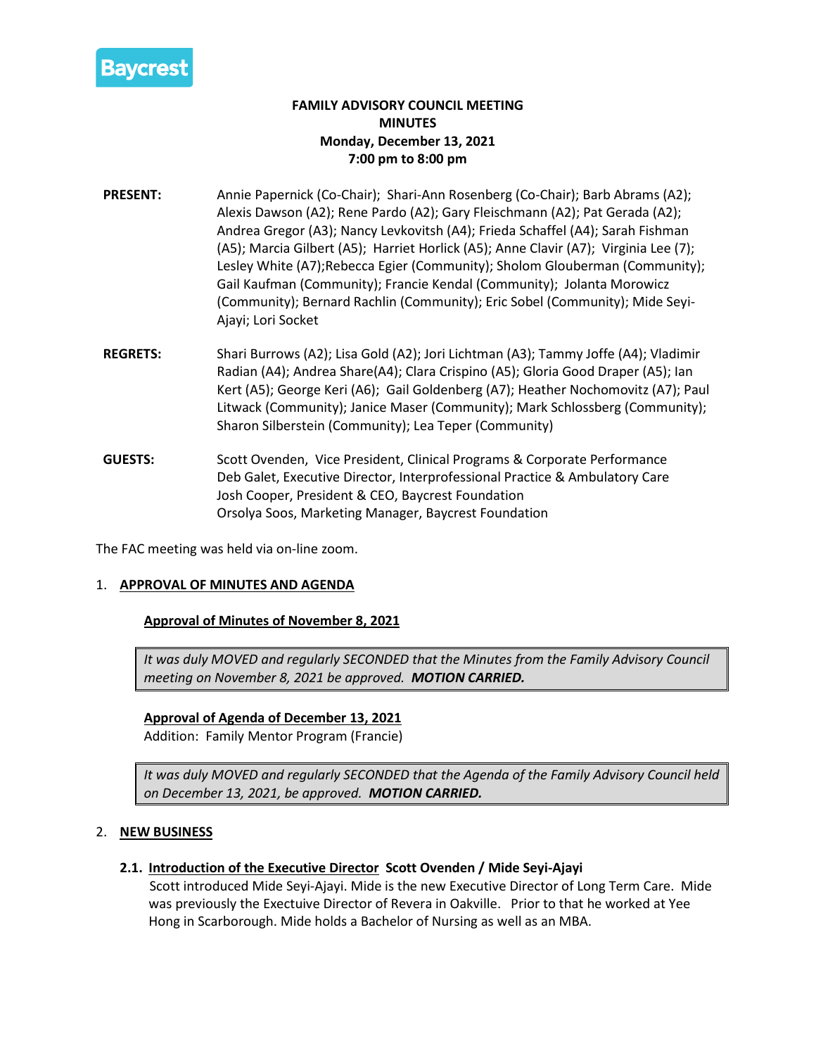Baycrest

**FAMILY ADVISORY COUNCIL MEETING**
**MINUTES**
**Monday, December 13, 2021**
**7:00 pm to 8:00 pm**

**PRESENT:** Annie Papernick (Co-Chair); Shari-Ann Rosenberg (Co-Chair); Barb Abrams (A2); Alexis Dawson (A2); Rene Pardo (A2); Gary Fleischmann (A2); Pat Gerada (A2); Andrea Gregor (A3); Nancy Levkovitsh (A4); Frieda Schaffel (A4); Sarah Fishman (A5); Marcia Gilbert (A5); Harriet Horlick (A5); Anne Clavir (A7); Virginia Lee (7); Lesley White (A7);Rebecca Egier (Community); Sholom Glouberman (Community); Gail Kaufman (Community); Francie Kendal (Community); Jolanta Morowicz (Community); Bernard Rachlin (Community); Eric Sobel (Community); Mide Seyi-Ajayi; Lori Socket

**REGRETS:** Shari Burrows (A2); Lisa Gold (A2); Jori Lichtman (A3); Tammy Joffe (A4); Vladimir Radian (A4); Andrea Share(A4); Clara Crispino (A5); Gloria Good Draper (A5); Ian Kert (A5); George Keri (A6); Gail Goldenberg (A7); Heather Nochomovitz (A7); Paul Litwack (Community); Janice Maser (Community); Mark Schlossberg (Community); Sharon Silberstein (Community); Lea Teper (Community)

**GUESTS:** Scott Ovenden, Vice President, Clinical Programs & Corporate Performance
Deb Galet, Executive Director, Interprofessional Practice & Ambulatory Care
Josh Cooper, President & CEO, Baycrest Foundation
Orsolya Soos, Marketing Manager, Baycrest Foundation

The FAC meeting was held via on-line zoom.

1. **APPROVAL OF MINUTES AND AGENDA**

**Approval of Minutes of November 8, 2021**

*It was duly MOVED and regularly SECONDED that the Minutes from the Family Advisory Council meeting on November 8, 2021 be approved.* ***MOTION CARRIED.***

**Approval of Agenda of December 13, 2021**
Addition: Family Mentor Program (Francie)

*It was duly MOVED and regularly SECONDED that the Agenda of the Family Advisory Council held on December 13, 2021, be approved.* ***MOTION CARRIED.***

2. **NEW BUSINESS**

**2.1. Introduction of the Executive Director Scott Ovenden / Mide Seyi-Ajayi**
Scott introduced Mide Seyi-Ajayi. Mide is the new Executive Director of Long Term Care. Mide was previously the Exectuive Director of Revera in Oakville. Prior to that he worked at Yee Hong in Scarborough. Mide holds a Bachelor of Nursing as well as an MBA.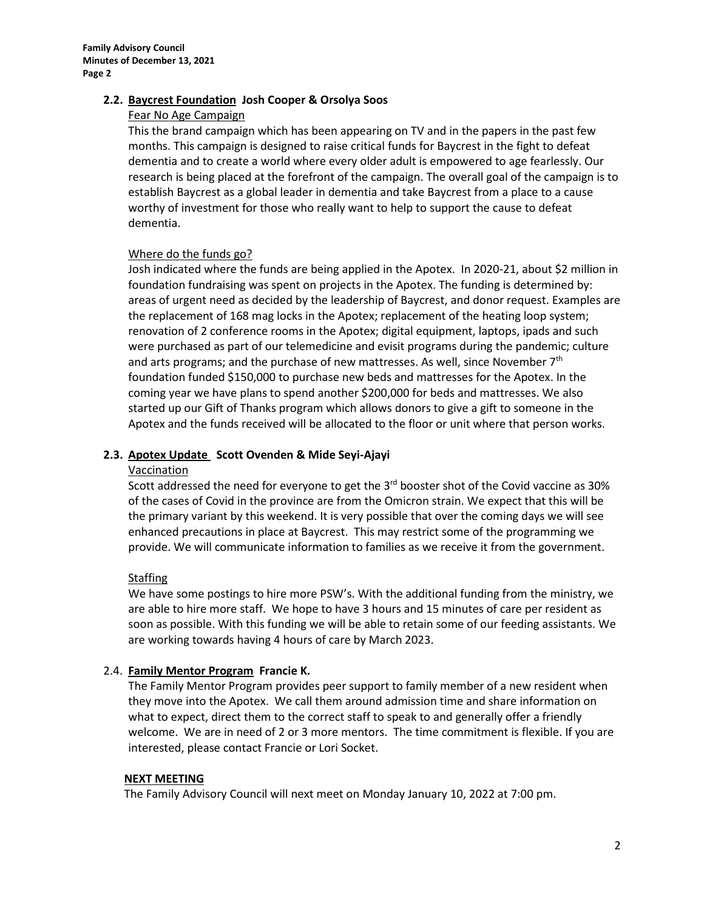### 2.2. Baycrest Foundation Josh Cooper & Orsolya Soos

Fear No Age Campaign

This the brand campaign which has been appearing on TV and in the papers in the past few months. This campaign is designed to raise critical funds for Baycrest in the fight to defeat dementia and to create a world where every older adult is empowered to age fearlessly. Our research is being placed at the forefront of the campaign. The overall goal of the campaign is to establish Baycrest as a global leader in dementia and take Baycrest from a place to a cause worthy of investment for those who really want to help to support the cause to defeat dementia.

Where do the funds go?

Josh indicated where the funds are being applied in the Apotex. In 2020-21, about $2 million in foundation fundraising was spent on projects in the Apotex. The funding is determined by: areas of urgent need as decided by the leadership of Baycrest, and donor request. Examples are the replacement of 168 mag locks in the Apotex; replacement of the heating loop system; renovation of 2 conference rooms in the Apotex; digital equipment, laptops, ipads and such were purchased as part of our telemedicine and evisit programs during the pandemic; culture and arts programs; and the purchase of new mattresses. As well, since November 7th foundation funded $150,000 to purchase new beds and mattresses for the Apotex. In the coming year we have plans to spend another $200,000 for beds and mattresses. We also started up our Gift of Thanks program which allows donors to give a gift to someone in the Apotex and the funds received will be allocated to the floor or unit where that person works.

### 2.3. Apotex Update Scott Ovenden & Mide Seyi-Ajayi

Vaccination

Scott addressed the need for everyone to get the 3rd booster shot of the Covid vaccine as 30% of the cases of Covid in the province are from the Omicron strain. We expect that this will be the primary variant by this weekend. It is very possible that over the coming days we will see enhanced precautions in place at Baycrest. This may restrict some of the programming we provide. We will communicate information to families as we receive it from the government.

Staffing

We have some postings to hire more PSW's. With the additional funding from the ministry, we are able to hire more staff. We hope to have 3 hours and 15 minutes of care per resident as soon as possible. With this funding we will be able to retain some of our feeding assistants. We are working towards having 4 hours of care by March 2023.

### 2.4. Family Mentor Program Francie K.

The Family Mentor Program provides peer support to family member of a new resident when they move into the Apotex. We call them around admission time and share information on what to expect, direct them to the correct staff to speak to and generally offer a friendly welcome. We are in need of 2 or 3 more mentors. The time commitment is flexible. If you are interested, please contact Francie or Lori Socket.

### NEXT MEETING

The Family Advisory Council will next meet on Monday January 10, 2022 at 7:00 pm.